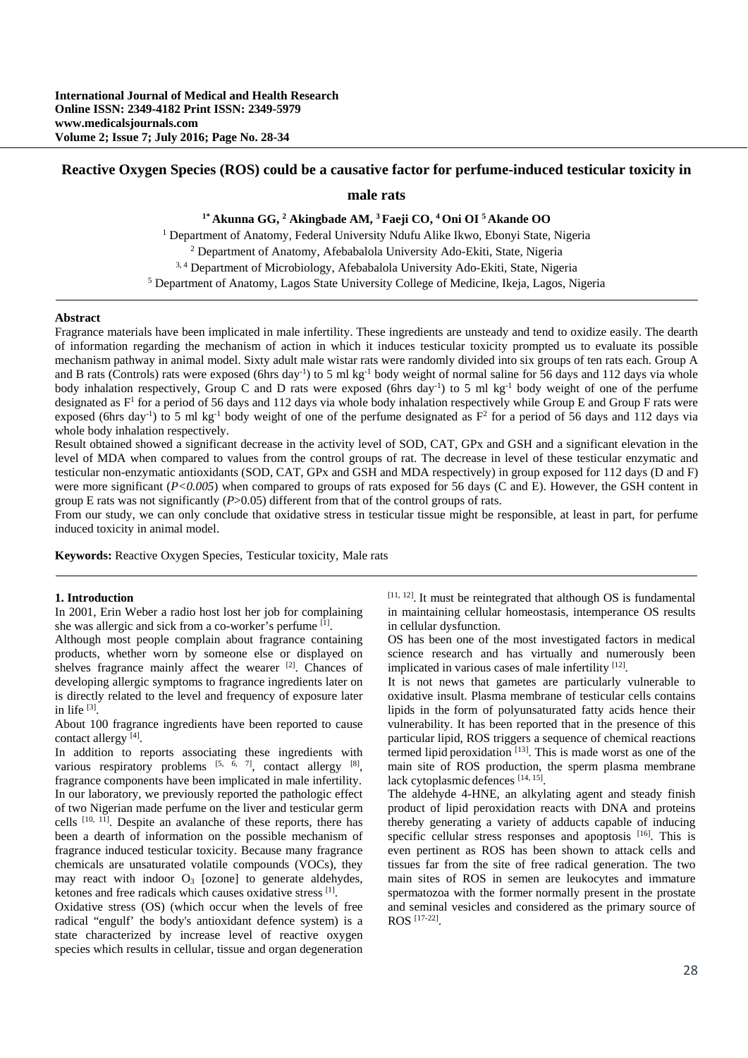# Reactive Oxygen Species (ROS) could be a causative factor for perfume-induced testicular toxicity in male rats

**[1*] Akunna GG, [2] Akingbade AM, [3] Faeji CO, [4] Oni OI [5] Akande OO**

[1] Department of Anatomy, Federal University Ndufu Alike Ikwo, Ebonyi State, Nigeria
[2] Department of Anatomy, Afebabalola University Ado-Ekiti, State, Nigeria
[3, 4] Department of Microbiology, Afebabalola University Ado-Ekiti, State, Nigeria
[5] Department of Anatomy, Lagos State University College of Medicine, Ikeja, Lagos, Nigeria

## Abstract

Fragrance materials have been implicated in male infertility. These ingredients are unsteady and tend to oxidize easily. The dearth of information regarding the mechanism of action in which it induces testicular toxicity prompted us to evaluate its possible mechanism pathway in animal model. Sixty adult male wistar rats were randomly divided into six groups of ten rats each. Group A and B rats (Controls) rats were exposed (6hrs $day^{-1}$) to 5 ml $kg^{-1}$ body weight of normal saline for 56 days and 112 days via whole body inhalation respectively, Group C and D rats were exposed (6hrs $day^{-1}$) to 5 ml $kg^{-1}$ body weight of one of the perfume designated as $F^1$ for a period of 56 days and 112 days via whole body inhalation respectively while Group E and Group F rats were exposed (6hrs $day^{-1}$) to 5 ml $kg^{-1}$ body weight of one of the perfume designated as $F^2$ for a period of 56 days and 112 days via whole body inhalation respectively.

Result obtained showed a significant decrease in the activity level of SOD, CAT, GPx and GSH and a significant elevation in the level of MDA when compared to values from the control groups of rat. The decrease in level of these testicular enzymatic and testicular non-enzymatic antioxidants (SOD, CAT, GPx and GSH and MDA respectively) in group exposed for 112 days (D and F) were more significant ($P<0.005$) when compared to groups of rats exposed for 56 days (C and E). However, the GSH content in group E rats was not significantly ($P>0.05$) different from that of the control groups of rats.

From our study, we can only conclude that oxidative stress in testicular tissue might be responsible, at least in part, for perfume induced toxicity in animal model.

**Keywords:** Reactive Oxygen Species, Testicular toxicity, Male rats

## 1. Introduction

In 2001, Erin Weber a radio host lost her job for complaining she was allergic and sick from a co-worker's perfume [1].

Although most people complain about fragrance containing products, whether worn by someone else or displayed on shelves fragrance mainly affect the wearer [2]. Chances of developing allergic symptoms to fragrance ingredients later on is directly related to the level and frequency of exposure later in life [3].

About 100 fragrance ingredients have been reported to cause contact allergy [4].

In addition to reports associating these ingredients with various respiratory problems [5, 6, 7], contact allergy [8], fragrance components have been implicated in male infertility. In our laboratory, we previously reported the pathologic effect of two Nigerian made perfume on the liver and testicular germ cells [10, 11]. Despite an avalanche of these reports, there has been a dearth of information on the possible mechanism of fragrance induced testicular toxicity. Because many fragrance chemicals are unsaturated volatile compounds (VOCs), they may react with indoor $O_3$ [ozone] to generate aldehydes, ketones and free radicals which causes oxidative stress [1].

Oxidative stress (OS) (which occur when the levels of free radical "engulf' the body's antioxidant defence system) is a state characterized by increase level of reactive oxygen species which results in cellular, tissue and organ degeneration [11, 12]. It must be reintegrated that although OS is fundamental in maintaining cellular homeostasis, intemperance OS results in cellular dysfunction.

OS has been one of the most investigated factors in medical science research and has virtually and numerously been implicated in various cases of male infertility [12].

It is not news that gametes are particularly vulnerable to oxidative insult. Plasma membrane of testicular cells contains lipids in the form of polyunsaturated fatty acids hence their vulnerability. It has been reported that in the presence of this particular lipid, ROS triggers a sequence of chemical reactions termed lipid peroxidation [13]. This is made worst as one of the main site of ROS production, the sperm plasma membrane lack cytoplasmic defences [14, 15].

The aldehyde 4-HNE, an alkylating agent and steady finish product of lipid peroxidation reacts with DNA and proteins thereby generating a variety of adducts capable of inducing specific cellular stress responses and apoptosis [16]. This is even pertinent as ROS has been shown to attack cells and tissues far from the site of free radical generation. The two main sites of ROS in semen are leukocytes and immature spermatozoa with the former normally present in the prostate and seminal vesicles and considered as the primary source of ROS [17-22].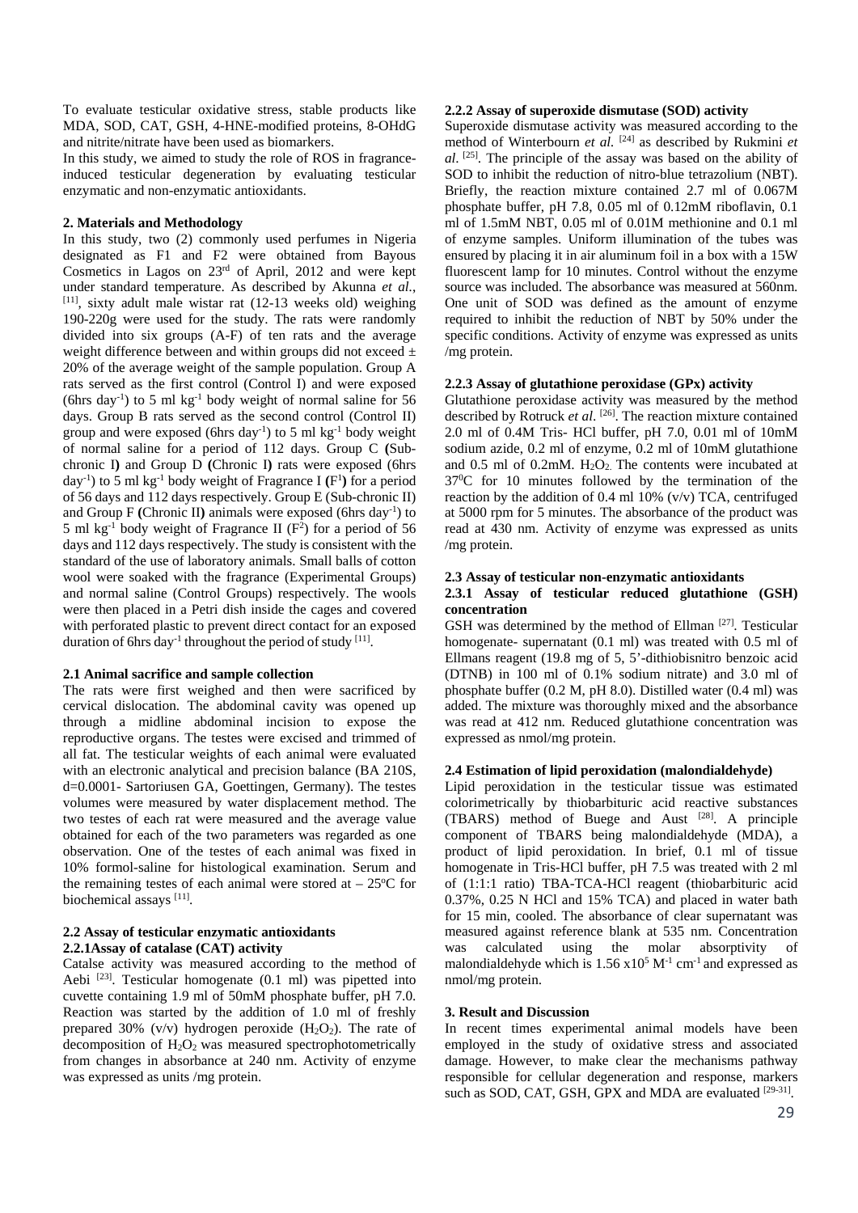To evaluate testicular oxidative stress, stable products like MDA, SOD, CAT, GSH, 4-HNE-modified proteins, 8-OHdG and nitrite/nitrate have been used as biomarkers.

In this study, we aimed to study the role of ROS in fragrance-induced testicular degeneration by evaluating testicular enzymatic and non-enzymatic antioxidants.

## 2. Materials and Methodology

In this study, two (2) commonly used perfumes in Nigeria designated as F1 and F2 were obtained from Bayous Cosmetics in Lagos on 23rd of April, 2012 and were kept under standard temperature. As described by Akunna *et al.*, [11], sixty adult male wistar rat (12-13 weeks old) weighing 190-220g were used for the study. The rats were randomly divided into six groups (A-F) of ten rats and the average weight difference between and within groups did not exceed ± 20% of the average weight of the sample population. Group A rats served as the first control (Control I) and were exposed (6hrs $day^{-1}$) to 5 ml $kg^{-1}$ body weight of normal saline for 56 days. Group B rats served as the second control (Control II) group and were exposed (6hrs $day^{-1}$) to 5 ml $kg^{-1}$ body weight of normal saline for a period of 112 days. Group C **(**Sub-chronic I**)** and Group D **(**Chronic I**)** rats were exposed (6hrs $day^{-1}$) to 5 ml $kg^{-1}$ body weight of Fragrance I **(**$F^1$**)** for a period of 56 days and 112 days respectively. Group E (Sub-chronic II) and Group F **(**Chronic II**)** animals were exposed (6hrs $day^{-1}$) to 5 ml $kg^{-1}$ body weight of Fragrance II ($F^2$) for a period of 56 days and 112 days respectively. The study is consistent with the standard of the use of laboratory animals. Small balls of cotton wool were soaked with the fragrance (Experimental Groups) and normal saline (Control Groups) respectively. The wools were then placed in a Petri dish inside the cages and covered with perforated plastic to prevent direct contact for an exposed duration of 6hrs $day^{-1}$ throughout the period of study [11].

### 2.1 Animal sacrifice and sample collection

The rats were first weighed and then were sacrificed by cervical dislocation. The abdominal cavity was opened up through a midline abdominal incision to expose the reproductive organs. The testes were excised and trimmed of all fat. The testicular weights of each animal were evaluated with an electronic analytical and precision balance (BA 210S, d=0.0001- Sartoriusen GA, Goettingen, Germany). The testes volumes were measured by water displacement method. The two testes of each rat were measured and the average value obtained for each of the two parameters was regarded as one observation. One of the testes of each animal was fixed in 10% formol-saline for histological examination. Serum and the remaining testes of each animal were stored at – 25ºC for biochemical assays [11].

### 2.2 Assay of testicular enzymatic antioxidants

#### 2.2.1Assay of catalase (CAT) activity

Catalse activity was measured according to the method of Aebi [23]. Testicular homogenate (0.1 ml) was pipetted into cuvette containing 1.9 ml of 50mM phosphate buffer, pH 7.0. Reaction was started by the addition of 1.0 ml of freshly prepared 30% (v/v) hydrogen peroxide ($H_2O_2$). The rate of decomposition of $H_2O_2$ was measured spectrophotometrically from changes in absorbance at 240 nm. Activity of enzyme was expressed as units /mg protein.

#### 2.2.2 Assay of superoxide dismutase (SOD) activity

Superoxide dismutase activity was measured according to the method of Winterbourn *et al.* [24] as described by Rukmini *et al.* [25]. The principle of the assay was based on the ability of SOD to inhibit the reduction of nitro-blue tetrazolium (NBT). Briefly, the reaction mixture contained 2.7 ml of 0.067M phosphate buffer, pH 7.8, 0.05 ml of 0.12mM riboflavin, 0.1 ml of 1.5mM NBT, 0.05 ml of 0.01M methionine and 0.1 ml of enzyme samples. Uniform illumination of the tubes was ensured by placing it in air aluminum foil in a box with a 15W fluorescent lamp for 10 minutes. Control without the enzyme source was included. The absorbance was measured at 560nm. One unit of SOD was defined as the amount of enzyme required to inhibit the reduction of NBT by 50% under the specific conditions. Activity of enzyme was expressed as units /mg protein.

#### 2.2.3 Assay of glutathione peroxidase (GPx) activity

Glutathione peroxidase activity was measured by the method described by Rotruck *et al.* [26]. The reaction mixture contained 2.0 ml of 0.4M Tris- HCl buffer, pH 7.0, 0.01 ml of 10mM sodium azide, 0.2 ml of enzyme, 0.2 ml of 10mM glutathione and 0.5 ml of 0.2mM. $H_2O_2$. The contents were incubated at $37^0$C for 10 minutes followed by the termination of the reaction by the addition of 0.4 ml 10% (v/v) TCA, centrifuged at 5000 rpm for 5 minutes. The absorbance of the product was read at 430 nm. Activity of enzyme was expressed as units /mg protein.

### 2.3 Assay of testicular non-enzymatic antioxidants

#### 2.3.1 Assay of testicular reduced glutathione (GSH) concentration

GSH was determined by the method of Ellman [27]. Testicular homogenate- supernatant (0.1 ml) was treated with 0.5 ml of Ellmans reagent (19.8 mg of 5, 5'-dithiobisnitro benzoic acid (DTNB) in 100 ml of 0.1% sodium nitrate) and 3.0 ml of phosphate buffer (0.2 M, pH 8.0). Distilled water (0.4 ml) was added. The mixture was thoroughly mixed and the absorbance was read at 412 nm. Reduced glutathione concentration was expressed as nmol/mg protein.

### 2.4 Estimation of lipid peroxidation (malondialdehyde)

Lipid peroxidation in the testicular tissue was estimated colorimetrically by thiobarbituric acid reactive substances (TBARS) method of Buege and Aust [28]. A principle component of TBARS being malondialdehyde (MDA), a product of lipid peroxidation. In brief, 0.1 ml of tissue homogenate in Tris-HCl buffer, pH 7.5 was treated with 2 ml of (1:1:1 ratio) TBA-TCA-HCl reagent (thiobarbituric acid 0.37%, 0.25 N HCl and 15% TCA) and placed in water bath for 15 min, cooled. The absorbance of clear supernatant was measured against reference blank at 535 nm. Concentration was calculated using the molar absorptivity of malondialdehyde which is $1.56 \times 10^5\ M^{-1}\ cm^{-1}$ and expressed as nmol/mg protein.

## 3. Result and Discussion

In recent times experimental animal models have been employed in the study of oxidative stress and associated damage. However, to make clear the mechanisms pathway responsible for cellular degeneration and response, markers such as SOD, CAT, GSH, GPX and MDA are evaluated [29-31].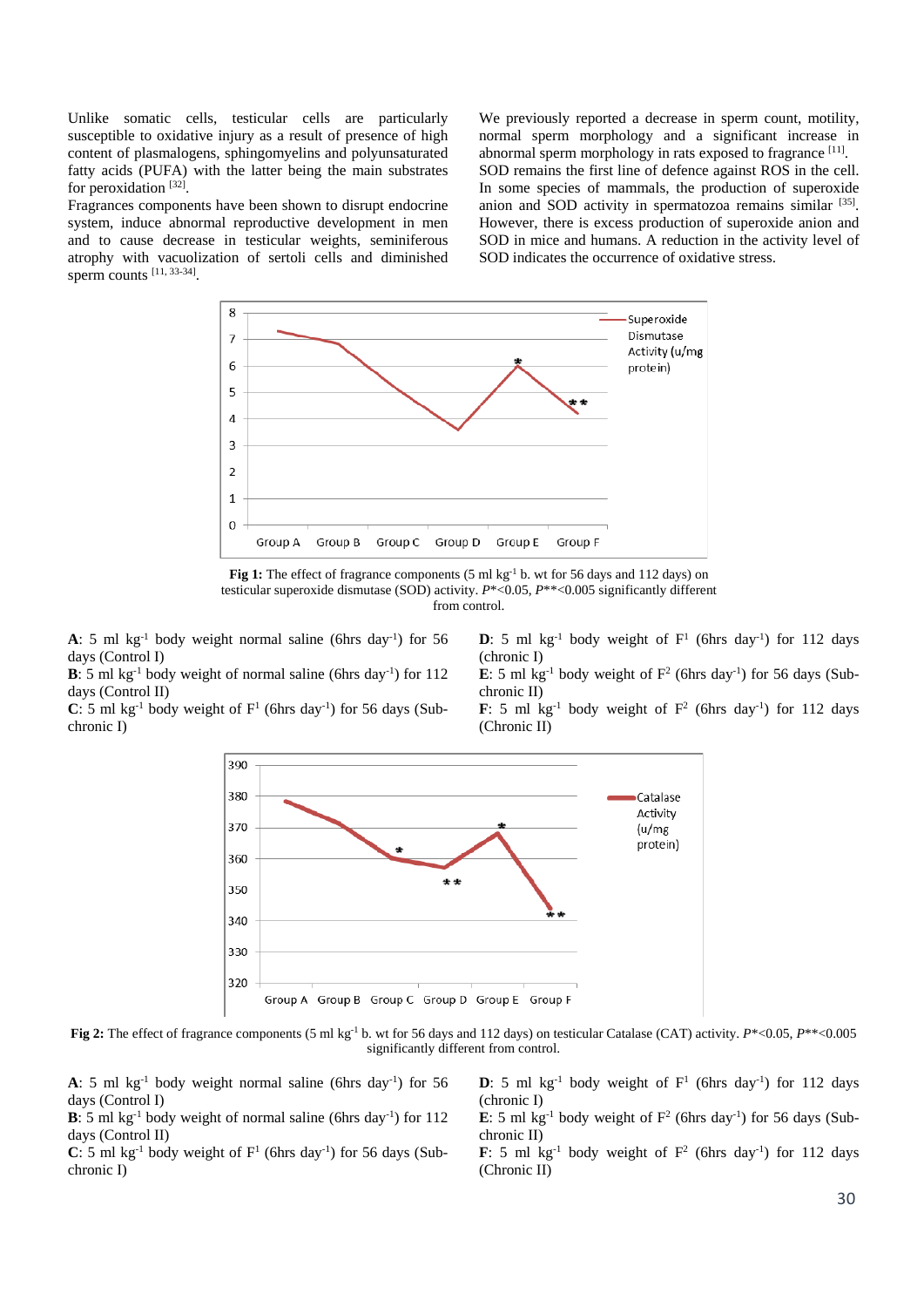Unlike somatic cells, testicular cells are particularly susceptible to oxidative injury as a result of presence of high content of plasmalogens, sphingomyelins and polyunsaturated fatty acids (PUFA) with the latter being the main substrates for peroxidation [32].

Fragrances components have been shown to disrupt endocrine system, induce abnormal reproductive development in men and to cause decrease in testicular weights, seminiferous atrophy with vacuolization of sertoli cells and diminished sperm counts [11, 33-34].

We previously reported a decrease in sperm count, motility, normal sperm morphology and a significant increase in abnormal sperm morphology in rats exposed to fragrance [11]. SOD remains the first line of defence against ROS in the cell. In some species of mammals, the production of superoxide anion and SOD activity in spermatozoa remains similar [35]. However, there is excess production of superoxide anion and SOD in mice and humans. A reduction in the activity level of SOD indicates the occurrence of oxidative stress.

**Fig 1:** The effect of fragrance components (5 ml $kg^{-1}$ b. wt for 56 days and 112 days) on testicular superoxide dismutase (SOD) activity. *P**<0.05, *P***<0.005 significantly different from control.

**A**: 5 ml $kg^{-1}$ body weight normal saline (6hrs $day^{-1}$) for 56 days (Control I)
**B**: 5 ml $kg^{-1}$ body weight of normal saline (6hrs $day^{-1}$) for 112 days (Control II)
**C**: 5 ml $kg^{-1}$ body weight of $F^1$ (6hrs $day^{-1}$) for 56 days (Sub-chronic I)
**D**: 5 ml $kg^{-1}$ body weight of $F^1$ (6hrs $day^{-1}$) for 112 days (chronic I)
**E**: 5 ml $kg^{-1}$ body weight of $F^2$ (6hrs $day^{-1}$) for 56 days (Sub-chronic II)
**F**: 5 ml $kg^{-1}$ body weight of $F^2$ (6hrs $day^{-1}$) for 112 days (Chronic II)

**Fig 2:** The effect of fragrance components (5 ml $kg^{-1}$ b. wt for 56 days and 112 days) on testicular Catalase (CAT) activity. *P**<0.05, *P***<0.005 significantly different from control.

**A**: 5 ml $kg^{-1}$ body weight normal saline (6hrs $day^{-1}$) for 56 days (Control I)
**B**: 5 ml $kg^{-1}$ body weight of normal saline (6hrs $day^{-1}$) for 112 days (Control II)
**C**: 5 ml $kg^{-1}$ body weight of $F^1$ (6hrs $day^{-1}$) for 56 days (Sub-chronic I)
**D**: 5 ml $kg^{-1}$ body weight of $F^1$ (6hrs $day^{-1}$) for 112 days (chronic I)
**E**: 5 ml $kg^{-1}$ body weight of $F^2$ (6hrs $day^{-1}$) for 56 days (Sub-chronic II)
**F**: 5 ml $kg^{-1}$ body weight of $F^2$ (6hrs $day^{-1}$) for 112 days (Chronic II)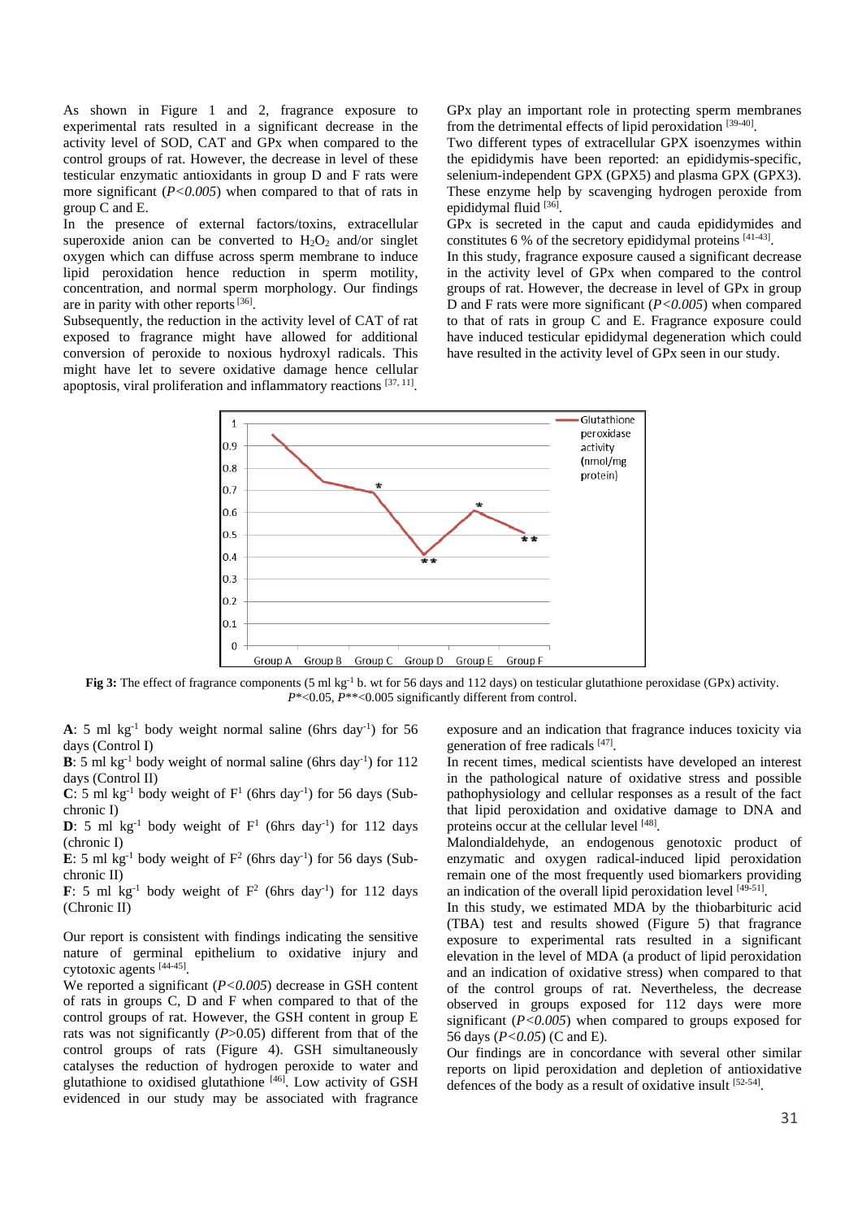As shown in Figure 1 and 2, fragrance exposure to experimental rats resulted in a significant decrease in the activity level of SOD, CAT and GPx when compared to the control groups of rat. However, the decrease in level of these testicular enzymatic antioxidants in group D and F rats were more significant (*P<0.005*) when compared to that of rats in group C and E.

In the presence of external factors/toxins, extracellular superoxide anion can be converted to $H_2O_2$ and/or singlet oxygen which can diffuse across sperm membrane to induce lipid peroxidation hence reduction in sperm motility, concentration, and normal sperm morphology. Our findings are in parity with other reports [36].

Subsequently, the reduction in the activity level of CAT of rat exposed to fragrance might have allowed for additional conversion of peroxide to noxious hydroxyl radicals. This might have let to severe oxidative damage hence cellular apoptosis, viral proliferation and inflammatory reactions [37, 11].

GPx play an important role in protecting sperm membranes from the detrimental effects of lipid peroxidation [39-40].

Two different types of extracellular GPX isoenzymes within the epididymis have been reported: an epididymis-specific, selenium-independent GPX (GPX5) and plasma GPX (GPX3). These enzyme help by scavenging hydrogen peroxide from epididymal fluid [36].

GPx is secreted in the caput and cauda epididymides and constitutes 6 % of the secretory epididymal proteins [41-43].

In this study, fragrance exposure caused a significant decrease in the activity level of GPx when compared to the control groups of rat. However, the decrease in level of GPx in group D and F rats were more significant (*P<0.005*) when compared to that of rats in group C and E. Fragrance exposure could have induced testicular epididymal degeneration which could have resulted in the activity level of GPx seen in our study.

**Fig 3:** The effect of fragrance components (5 ml $kg^{-1}$ b. wt for 56 days and 112 days) on testicular glutathione peroxidase (GPx) activity. *P*\*<0.05, *P*\*\*<0.005 significantly different from control.

**A**: 5 ml $kg^{-1}$ body weight normal saline (6hrs $day^{-1}$) for 56 days (Control I)

**B**: 5 ml $kg^{-1}$ body weight of normal saline (6hrs $day^{-1}$) for 112 days (Control II)

**C**: 5 ml $kg^{-1}$ body weight of $F^1$ (6hrs $day^{-1}$) for 56 days (Sub-chronic I)

**D**: 5 ml $kg^{-1}$ body weight of $F^1$ (6hrs $day^{-1}$) for 112 days (chronic I)

**E**: 5 ml $kg^{-1}$ body weight of $F^2$ (6hrs $day^{-1}$) for 56 days (Sub-chronic II)

**F**: 5 ml $kg^{-1}$ body weight of $F^2$ (6hrs $day^{-1}$) for 112 days (Chronic II)

Our report is consistent with findings indicating the sensitive nature of germinal epithelium to oxidative injury and cytotoxic agents [44-45].

We reported a significant (*P<0.005*) decrease in GSH content of rats in groups C, D and F when compared to that of the control groups of rat. However, the GSH content in group E rats was not significantly (*P*>0.05) different from that of the control groups of rats (Figure 4). GSH simultaneously catalyses the reduction of hydrogen peroxide to water and glutathione to oxidised glutathione [46]. Low activity of GSH evidenced in our study may be associated with fragrance exposure and an indication that fragrance induces toxicity via generation of free radicals [47].

In recent times, medical scientists have developed an interest in the pathological nature of oxidative stress and possible pathophysiology and cellular responses as a result of the fact that lipid peroxidation and oxidative damage to DNA and proteins occur at the cellular level [48].

Malondialdehyde, an endogenous genotoxic product of enzymatic and oxygen radical-induced lipid peroxidation remain one of the most frequently used biomarkers providing an indication of the overall lipid peroxidation level [49-51].

In this study, we estimated MDA by the thiobarbituric acid (TBA) test and results showed (Figure 5) that fragrance exposure to experimental rats resulted in a significant elevation in the level of MDA (a product of lipid peroxidation and an indication of oxidative stress) when compared to that of the control groups of rat. Nevertheless, the decrease observed in groups exposed for 112 days were more significant (*P<0.005*) when compared to groups exposed for 56 days (*P<0.05*) (C and E).

Our findings are in concordance with several other similar reports on lipid peroxidation and depletion of antioxidative defences of the body as a result of oxidative insult [52-54].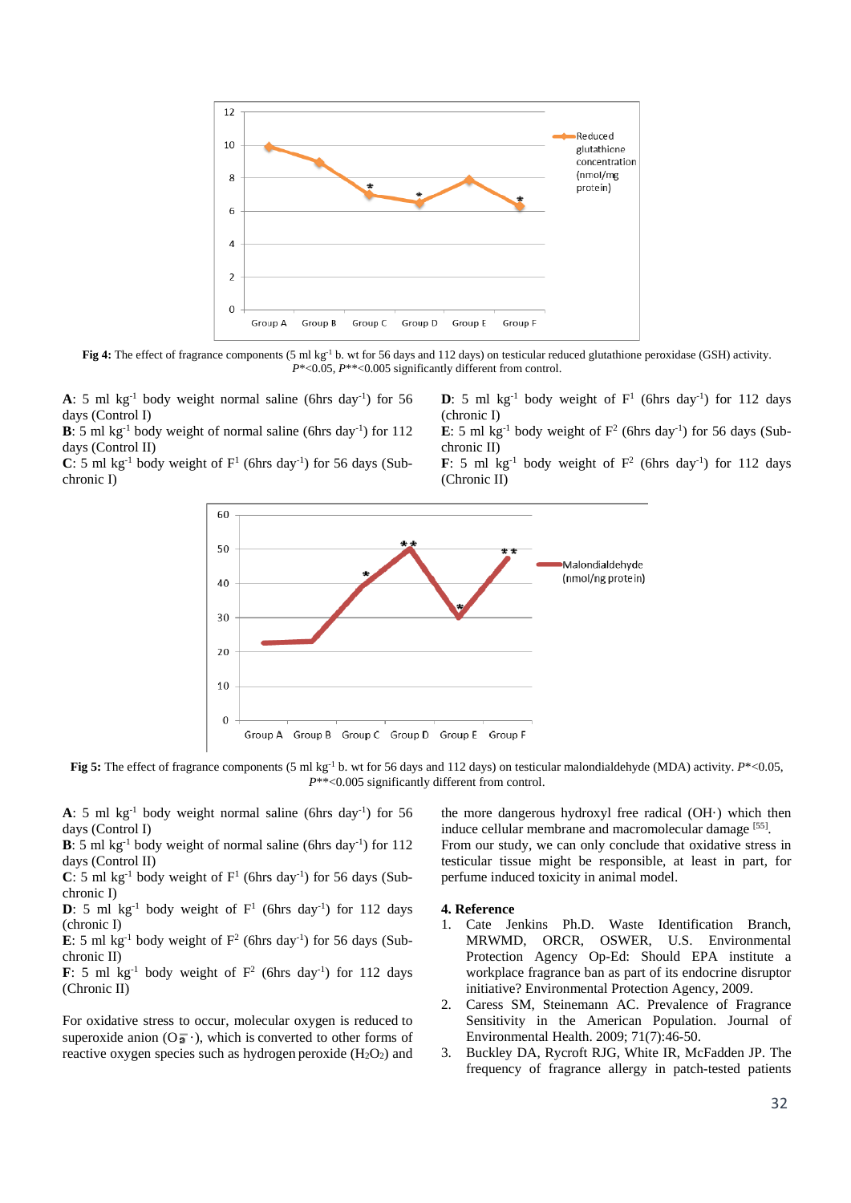**Fig 4:** The effect of fragrance components (5 ml kg$^{-1}$ b. wt for 56 days and 112 days) on testicular reduced glutathione peroxidase (GSH) activity. *P*\*<0.05, *P*\*\*<0.005 significantly different from control.

**A**: 5 ml kg$^{-1}$ body weight normal saline (6hrs day$^{-1}$) for 56 days (Control I)
**B**: 5 ml kg$^{-1}$ body weight of normal saline (6hrs day$^{-1}$) for 112 days (Control II)
**C**: 5 ml kg$^{-1}$ body weight of $F^1$ (6hrs day$^{-1}$) for 56 days (Sub-chronic I)
**D**: 5 ml kg$^{-1}$ body weight of $F^1$ (6hrs day$^{-1}$) for 112 days (chronic I)
**E**: 5 ml kg$^{-1}$ body weight of $F^2$ (6hrs day$^{-1}$) for 56 days (Sub-chronic II)
**F**: 5 ml kg$^{-1}$ body weight of $F^2$ (6hrs day$^{-1}$) for 112 days (Chronic II)

**Fig 5:** The effect of fragrance components (5 ml kg$^{-1}$ b. wt for 56 days and 112 days) on testicular malondialdehyde (MDA) activity. *P*\*<0.05, *P*\*\*<0.005 significantly different from control.

**A**: 5 ml kg$^{-1}$ body weight normal saline (6hrs day$^{-1}$) for 56 days (Control I)
**B**: 5 ml kg$^{-1}$ body weight of normal saline (6hrs day$^{-1}$) for 112 days (Control II)
**C**: 5 ml kg$^{-1}$ body weight of $F^1$ (6hrs day$^{-1}$) for 56 days (Sub-chronic I)
**D**: 5 ml kg$^{-1}$ body weight of $F^1$ (6hrs day$^{-1}$) for 112 days (chronic I)
**E**: 5 ml kg$^{-1}$ body weight of $F^2$ (6hrs day$^{-1}$) for 56 days (Sub-chronic II)
**F**: 5 ml kg$^{-1}$ body weight of $F^2$ (6hrs day$^{-1}$) for 112 days (Chronic II)

For oxidative stress to occur, molecular oxygen is reduced to superoxide anion ($O_2^{\cdot-}$), which is converted to other forms of reactive oxygen species such as hydrogen peroxide ($H_2O_2$) and the more dangerous hydroxyl free radical (OH·) which then induce cellular membrane and macromolecular damage [55]. From our study, we can only conclude that oxidative stress in testicular tissue might be responsible, at least in part, for perfume induced toxicity in animal model.

## 4. Reference

1. Cate Jenkins Ph.D. Waste Identification Branch, MRWMD, ORCR, OSWER, U.S. Environmental Protection Agency Op-Ed: Should EPA institute a workplace fragrance ban as part of its endocrine disruptor initiative? Environmental Protection Agency, 2009.
2. Caress SM, Steinemann AC. Prevalence of Fragrance Sensitivity in the American Population. Journal of Environmental Health. 2009; 71(7):46-50.
3. Buckley DA, Rycroft RJG, White IR, McFadden JP. The frequency of fragrance allergy in patch-tested patients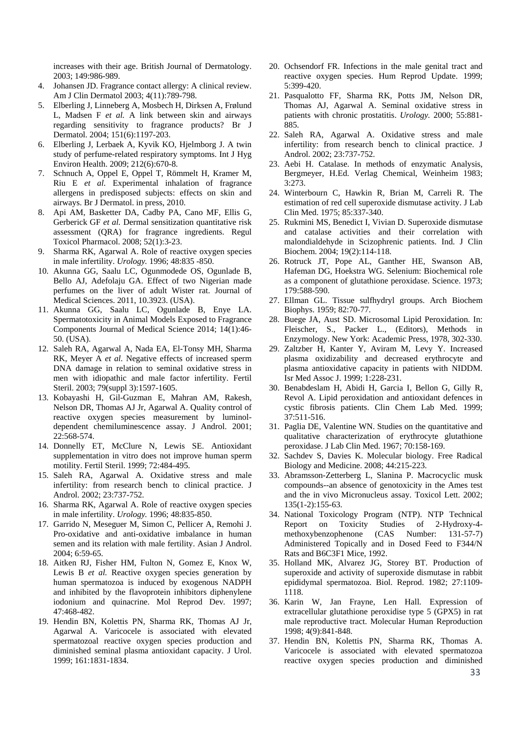increases with their age. British Journal of Dermatology. 2003; 149:986-989.

4. Johansen JD. Fragrance contact allergy: A clinical review. Am J Clin Dermatol 2003; 4(11):789-798.
5. Elberling J, Linneberg A, Mosbech H, Dirksen A, Frølund L, Madsen F *et al.* A link between skin and airways regarding sensitivity to fragrance products? Br J Dermatol. 2004; 151(6):1197-203.
6. Elberling J, Lerbaek A, Kyvik KO, Hjelmborg J. A twin study of perfume-related respiratory symptoms. Int J Hyg Environ Health. 2009; 212(6):670-8.
7. Schnuch A, Oppel E, Oppel T, Römmelt H, Kramer M, Riu E *et al.* Experimental inhalation of fragrance allergens in predisposed subjects: effects on skin and airways. Br J Dermatol. in press, 2010.
8. Api AM, Basketter DA, Cadby PA, Cano MF, Ellis G, Gerberick GF *et al.* Dermal sensitization quantitative risk assessment (QRA) for fragrance ingredients. Regul Toxicol Pharmacol. 2008; 52(1):3-23.
9. Sharma RK, Agarwal A. Role of reactive oxygen species in male infertility. *Urology.* 1996; 48:835 -850.
10. Akunna GG, Saalu LC, Ogunmodede OS, Ogunlade B, Bello AJ, Adefolaju GA. Effect of two Nigerian made perfumes on the liver of adult Wister rat. Journal of Medical Sciences. 2011, 10.3923. (USA).
11. Akunna GG, Saalu LC, Ogunlade B, Enye LA. Spermatotoxicity in Animal Models Exposed to Fragrance Components Journal of Medical Science 2014; 14(1):46-50. (USA).
12. Saleh RA, Agarwal A, Nada EA, El-Tonsy MH, Sharma RK, Meyer A *et al.* Negative effects of increased sperm DNA damage in relation to seminal oxidative stress in men with idiopathic and male factor infertility. Fertil Steril. 2003; 79(suppl 3):1597-1605.
13. Kobayashi H, Gil-Guzman E, Mahran AM, Rakesh, Nelson DR, Thomas AJ Jr, Agarwal A. Quality control of reactive oxygen species measurement by luminol-dependent chemiluminescence assay. J Androl. 2001; 22:568-574.
14. Donnelly ET, McClure N, Lewis SE. Antioxidant supplementation in vitro does not improve human sperm motility. Fertil Steril. 1999; 72:484-495.
15. Saleh RA, Agarwal A. Oxidative stress and male infertility: from research bench to clinical practice. J Androl. 2002; 23:737-752.
16. Sharma RK, Agarwal A. Role of reactive oxygen species in male infertility. *Urology.* 1996; 48:835-850.
17. Garrido N, Meseguer M, Simon C, Pellicer A, Remohi J. Pro-oxidative and anti-oxidative imbalance in human semen and its relation with male fertility. Asian J Androl. 2004; 6:59-65.
18. Aitken RJ, Fisher HM, Fulton N, Gomez E, Knox W, Lewis B *et al.* Reactive oxygen species generation by human spermatozoa is induced by exogenous NADPH and inhibited by the flavoprotein inhibitors diphenylene iodonium and quinacrine. Mol Reprod Dev. 1997; 47:468-482.
19. Hendin BN, Kolettis PN, Sharma RK, Thomas AJ Jr, Agarwal A. Varicocele is associated with elevated spermatozoal reactive oxygen species production and diminished seminal plasma antioxidant capacity. J Urol. 1999; 161:1831-1834.
20. Ochsendorf FR. Infections in the male genital tract and reactive oxygen species. Hum Reprod Update. 1999; 5:399-420.
21. Pasqualotto FF, Sharma RK, Potts JM, Nelson DR, Thomas AJ, Agarwal A. Seminal oxidative stress in patients with chronic prostatitis. *Urology.* 2000; 55:881-885.
22. Saleh RA, Agarwal A. Oxidative stress and male infertility: from research bench to clinical practice. J Androl. 2002; 23:737-752.
23. Aebi H. Catalase. In methods of enzymatic Analysis, Bergmeyer, H.Ed. Verlag Chemical, Weinheim 1983; 3:273.
24. Winterbourn C, Hawkin R, Brian M, Carreli R. The estimation of red cell superoxide dismutase activity. J Lab Clin Med. 1975; 85:337-340.
25. Rukmini MS, Benedict I, Vivian D. Superoxide dismutase and catalase activities and their correlation with malondialdehyde in Scizophrenic patients. Ind. J Clin Biochem. 2004; 19(2):114-118.
26. Rotruck JT, Pope AL, Ganther HE, Swanson AB, Hafeman DG, Hoekstra WG. Selenium: Biochemical role as a component of glutathione peroxidase. Science. 1973; 179:588-590.
27. Ellman GL. Tissue sulfhydryl groups. Arch Biochem Biophys. 1959; 82:70-77.
28. Buege JA, Aust SD. Microsomal Lipid Peroxidation. In: Fleischer, S., Packer L., (Editors), Methods in Enzymology. New York: Academic Press, 1978, 302-330.
29. Zaltzber H, Kanter Y, Aviram M, Levy Y. Increased plasma oxidizability and decreased erythrocyte and plasma antioxidative capacity in patients with NIDDM. Isr Med Assoc J. 1999; 1:228-231.
30. Benabdeslam H, Abidi H, Garcia I, Bellon G, Gilly R, Revol A. Lipid peroxidation and antioxidant defences in cystic fibrosis patients. Clin Chem Lab Med. 1999; 37:511-516.
31. Paglia DE, Valentine WN. Studies on the quantitative and qualitative characterization of erythrocyte glutathione peroxidase. J Lab Clin Med. 1967; 70:158-169.
32. Sachdev S, Davies K. Molecular biology. Free Radical Biology and Medicine. 2008; 44:215-223.
33. Abramsson-Zetterberg L, Slanina P. Macrocyclic musk compounds--an absence of genotoxicity in the Ames test and the in vivo Micronucleus assay. Toxicol Lett. 2002; 135(1-2):155-63.
34. National Toxicology Program (NTP). NTP Technical Report on Toxicity Studies of 2-Hydroxy-4-methoxybenzophenone (CAS Number: 131-57-7) Administered Topically and in Dosed Feed to F344/N Rats and B6C3F1 Mice, 1992.
35. Holland MK, Alvarez JG, Storey BT. Production of superoxide and activity of superoxide dismutase in rabbit epididymal spermatozoa. Biol. Reprod. 1982; 27:1109-1118.
36. Karin W, Jan Frayne, Len Hall. Expression of extracellular glutathione peroxidise type 5 (GPX5) in rat male reproductive tract. Molecular Human Reproduction 1998; 4(9):841-848.
37. Hendin BN, Kolettis PN, Sharma RK, Thomas A. Varicocele is associated with elevated spermatozoa reactive oxygen species production and diminished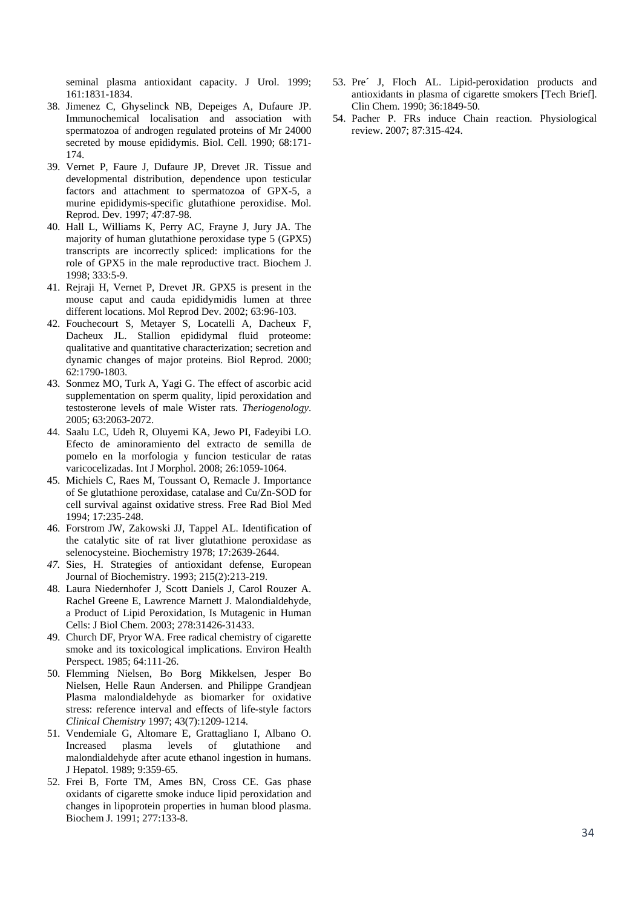seminal plasma antioxidant capacity. J Urol. 1999; 161:1831-1834.

38. Jimenez C, Ghyselinck NB, Depeiges A, Dufaure JP. Immunochemical localisation and association with spermatozoa of androgen regulated proteins of Mr 24000 secreted by mouse epididymis. Biol. Cell. 1990; 68:171-174.
39. Vernet P, Faure J, Dufaure JP, Drevet JR. Tissue and developmental distribution, dependence upon testicular factors and attachment to spermatozoa of GPX-5, a murine epididymis-specific glutathione peroxidise. Mol. Reprod. Dev. 1997; 47:87-98.
40. Hall L, Williams K, Perry AC, Frayne J, Jury JA. The majority of human glutathione peroxidase type 5 (GPX5) transcripts are incorrectly spliced: implications for the role of GPX5 in the male reproductive tract. Biochem J. 1998; 333:5-9.
41. Rejraji H, Vernet P, Drevet JR. GPX5 is present in the mouse caput and cauda epididymidis lumen at three different locations. Mol Reprod Dev. 2002; 63:96-103.
42. Fouchecourt S, Metayer S, Locatelli A, Dacheux F, Dacheux JL. Stallion epididymal fluid proteome: qualitative and quantitative characterization; secretion and dynamic changes of major proteins. Biol Reprod. 2000; 62:1790-1803.
43. Sonmez MO, Turk A, Yagi G. The effect of ascorbic acid supplementation on sperm quality, lipid peroxidation and testosterone levels of male Wister rats. *Theriogenology*. 2005; 63:2063-2072.
44. Saalu LC, Udeh R, Oluyemi KA, Jewo PI, Fadeyibi LO. Efecto de aminoramiento del extracto de semilla de pomelo en la morfologia y funcion testicular de ratas varicocelizadas. Int J Morphol. 2008; 26:1059-1064.
45. Michiels C, Raes M, Toussant O, Remacle J. Importance of Se glutathione peroxidase, catalase and Cu/Zn-SOD for cell survival against oxidative stress. Free Rad Biol Med 1994; 17:235-248.
46. Forstrom JW, Zakowski JJ, Tappel AL. Identification of the catalytic site of rat liver glutathione peroxidase as selenocysteine. Biochemistry 1978; 17:2639-2644.
47. Sies, H. Strategies of antioxidant defense, European Journal of Biochemistry. 1993; 215(2):213-219.
48. Laura Niedernhofer J, Scott Daniels J, Carol Rouzer A. Rachel Greene E, Lawrence Marnett J. Malondialdehyde, a Product of Lipid Peroxidation, Is Mutagenic in Human Cells: J Biol Chem. 2003; 278:31426-31433.
49. Church DF, Pryor WA. Free radical chemistry of cigarette smoke and its toxicological implications. Environ Health Perspect. 1985; 64:111-26.
50. Flemming Nielsen, Bo Borg Mikkelsen, Jesper Bo Nielsen, Helle Raun Andersen. and Philippe Grandjean Plasma malondialdehyde as biomarker for oxidative stress: reference interval and effects of life-style factors *Clinical Chemistry* 1997; 43(7):1209-1214.
51. Vendemiale G, Altomare E, Grattagliano I, Albano O. Increased plasma levels of glutathione and malondialdehyde after acute ethanol ingestion in humans. J Hepatol. 1989; 9:359-65.
52. Frei B, Forte TM, Ames BN, Cross CE. Gas phase oxidants of cigarette smoke induce lipid peroxidation and changes in lipoprotein properties in human blood plasma. Biochem J. 1991; 277:133-8.
53. Pre´ J, Floch AL. Lipid-peroxidation products and antioxidants in plasma of cigarette smokers [Tech Brief]. Clin Chem. 1990; 36:1849-50.
54. Pacher P. FRs induce Chain reaction. Physiological review. 2007; 87:315-424.